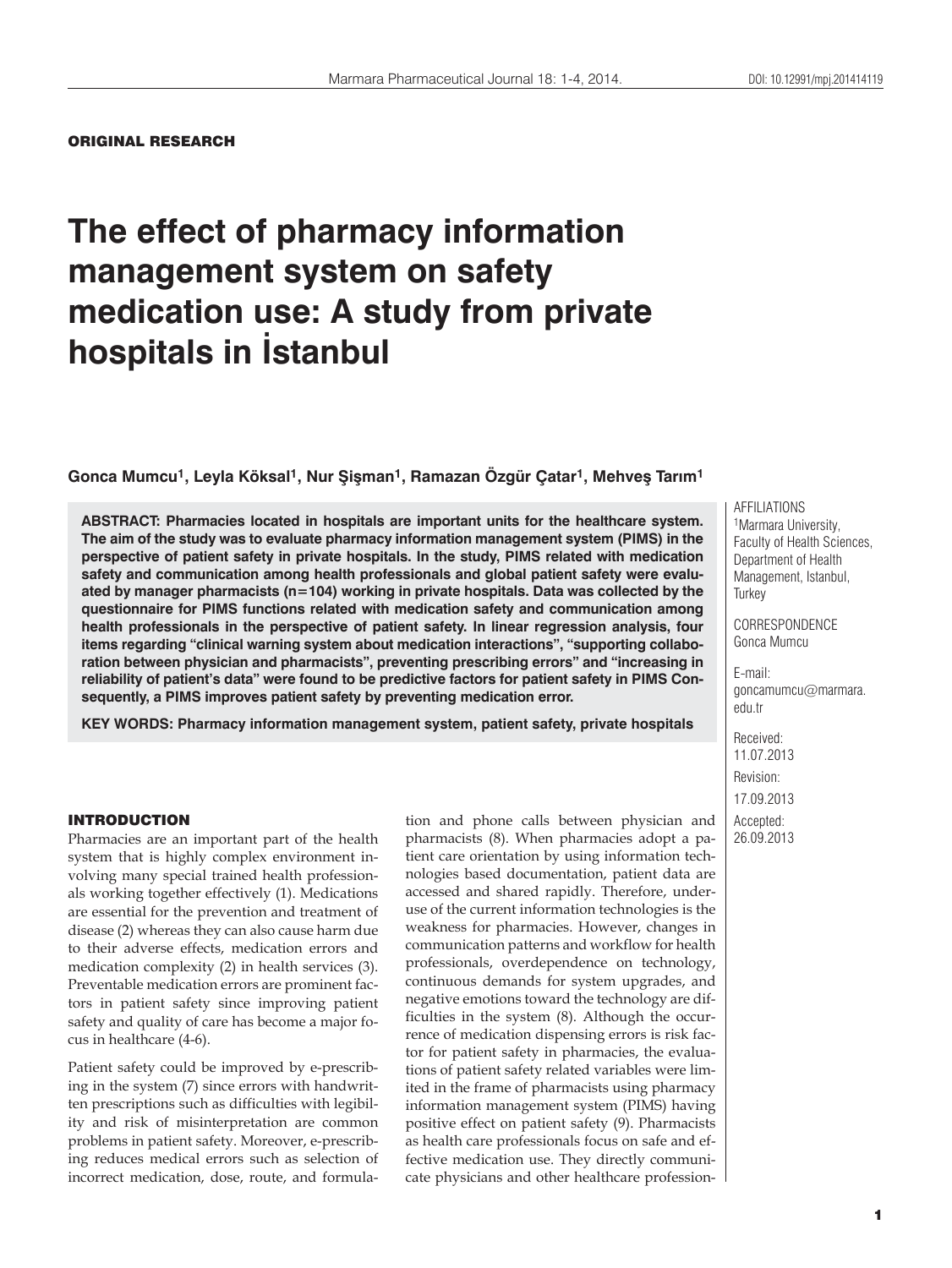ORIGINAL RESEARCH

# The effect of pharmacy information management system on safety medication use: A study from private hospitals in İstanbul

**Gonca Mumcu[1], Leyla Köksal[1], Nur Şişman[1], Ramazan Özgür Çatar[1], Mehveş Tarım[1]**

AFFILIATIONS
[1]Marmara University, Faculty of Health Sciences, Department of Health Management, Istanbul, Turkey

CORRESPONDENCE
Gonca Mumcu

E-mail:
goncamumcu@marmara.edu.tr

Received:
11.07.2013

Revision:
17.09.2013

Accepted:
26.09.2013

**ABSTRACT: Pharmacies located in hospitals are important units for the healthcare system. The aim of the study was to evaluate pharmacy information management system (PIMS) in the perspective of patient safety in private hospitals. In the study, PIMS related with medication safety and communication among health professionals and global patient safety were evaluated by manager pharmacists (n=104) working in private hospitals. Data was collected by the questionnaire for PIMS functions related with medication safety and communication among health professionals in the perspective of patient safety. In linear regression analysis, four items regarding "clinical warning system about medication interactions", "supporting collaboration between physician and pharmacists", preventing prescribing errors" and "increasing in reliability of patient's data" were found to be predictive factors for patient safety in PIMS Consequently, a PIMS improves patient safety by preventing medication error.**

**KEY WORDS: Pharmacy information management system, patient safety, private hospitals**

## INTRODUCTION

Pharmacies are an important part of the health system that is highly complex environment involving many special trained health professionals working together effectively (1). Medications are essential for the prevention and treatment of disease (2) whereas they can also cause harm due to their adverse effects, medication errors and medication complexity (2) in health services (3). Preventable medication errors are prominent factors in patient safety since improving patient safety and quality of care has become a major focus in healthcare (4-6).

Patient safety could be improved by e-prescribing in the system (7) since errors with handwritten prescriptions such as difficulties with legibility and risk of misinterpretation are common problems in patient safety. Moreover, e-prescribing reduces medical errors such as selection of incorrect medication, dose, route, and formulation and phone calls between physician and pharmacists (8). When pharmacies adopt a patient care orientation by using information technologies based documentation, patient data are accessed and shared rapidly. Therefore, underuse of the current information technologies is the weakness for pharmacies. However, changes in communication patterns and workflow for health professionals, overdependence on technology, continuous demands for system upgrades, and negative emotions toward the technology are difficulties in the system (8). Although the occurrence of medication dispensing errors is risk factor for patient safety in pharmacies, the evaluations of patient safety related variables were limited in the frame of pharmacists using pharmacy information management system (PIMS) having positive effect on patient safety (9). Pharmacists as health care professionals focus on safe and effective medication use. They directly communicate physicians and other healthcare profession-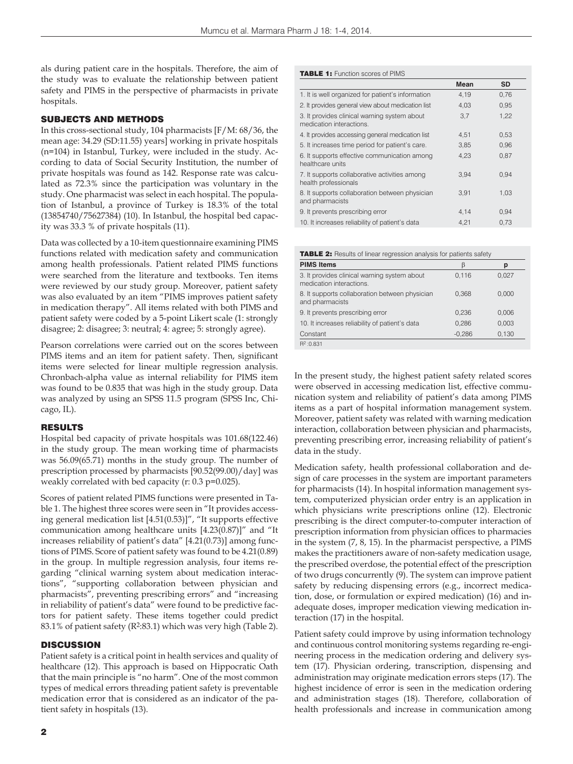als during patient care in the hospitals. Therefore, the aim of the study was to evaluate the relationship between patient safety and PIMS in the perspective of pharmacists in private hospitals.

## SUBJECTS AND METHODS

In this cross-sectional study, 104 pharmacists [F/M: 68/36, the mean age: 34.29 (SD:11.55) years] working in private hospitals (n=104) in Istanbul, Turkey, were included in the study. According to data of Social Security Institution, the number of private hospitals was found as 142. Response rate was calculated as 72.3% since the participation was voluntary in the study. One pharmacist was select in each hospital. The population of Istanbul, a province of Turkey is 18.3% of the total (13854740/75627384) (10). In Istanbul, the hospital bed capacity was 33.3 % of private hospitals (11).

Data was collected by a 10-item questionnaire examining PIMS functions related with medication safety and communication among health professionals. Patient related PIMS functions were searched from the literature and textbooks. Ten items were reviewed by our study group. Moreover, patient safety was also evaluated by an item "PIMS improves patient safety in medication therapy". All items related with both PIMS and patient safety were coded by a 5-point Likert scale (1: strongly disagree; 2: disagree; 3: neutral; 4: agree; 5: strongly agree).

Pearson correlations were carried out on the scores between PIMS items and an item for patient safety. Then, significant items were selected for linear multiple regression analysis. Chronbach-alpha value as internal reliability for PIMS item was found to be 0.835 that was high in the study group. Data was analyzed by using an SPSS 11.5 program (SPSS Inc, Chicago, IL).

## RESULTS

Hospital bed capacity of private hospitals was 101.68(122.46) in the study group. The mean working time of pharmacists was 56.09(65.71) months in the study group. The number of prescription processed by pharmacists [90.52(99.00)/day] was weakly correlated with bed capacity (r: 0.3 p=0.025).

Scores of patient related PIMS functions were presented in Table 1. The highest three scores were seen in "It provides accessing general medication list [4.51(0.53)]", "It supports effective communication among healthcare units [4.23(0.87)]" and "It increases reliability of patient's data" [4.21(0.73)] among functions of PIMS. Score of patient safety was found to be 4.21(0.89) in the group. In multiple regression analysis, four items regarding "clinical warning system about medication interactions", "supporting collaboration between physician and pharmacists", preventing prescribing errors" and "increasing in reliability of patient's data" were found to be predictive factors for patient safety. These items together could predict 83.1% of patient safety ($R^2$:83.1) which was very high (Table 2).

**TABLE 1:** Function scores of PIMS

| | Mean | SD |
|---|---|---|
| 1. It is well organized for patient's information | 4,19 | 0,76 |
| 2. It provides general view about medication list | 4,03 | 0,95 |
| 3. It provides clinical warning system about medication interactions. | 3,7 | 1,22 |
| 4. It provides accessing general medication list | 4,51 | 0,53 |
| 5. It increases time period for patient's care. | 3,85 | 0,96 |
| 6. It supports effective communication among healthcare units | 4,23 | 0,87 |
| 7. It supports collaborative activities among health professionals | 3,94 | 0,94 |
| 8. It supports collaboration between physician and pharmacists | 3,91 | 1,03 |
| 9. It prevents prescribing error | 4,14 | 0,94 |
| 10. It increases reliability of patient's data | 4,21 | 0,73 |

**TABLE 2:** Results of linear regression analysis for patients safety

| PIMS Items | β | p |
|---|---|---|
| 3. It provides clinical warning system about medication interactions. | 0,116 | 0,027 |
| 8. It supports collaboration between physician and pharmacists | 0,368 | 0,000 |
| 9. It prevents prescribing error | 0,236 | 0,006 |
| 10. It increases reliability of patient's data | 0,286 | 0,003 |
| Constant | -0,286 | 0,130 |
| $R^2$ :0.831 | | |

## DISCUSSION

Patient safety is a critical point in health services and quality of healthcare (12). This approach is based on Hippocratic Oath that the main principle is "no harm". One of the most common types of medical errors threading patient safety is preventable medication error that is considered as an indicator of the patient safety in hospitals (13).

In the present study, the highest patient safety related scores were observed in accessing medication list, effective communication system and reliability of patient's data among PIMS items as a part of hospital information management system. Moreover, patient safety was related with warning medication interaction, collaboration between physician and pharmacists, preventing prescribing error, increasing reliability of patient's data in the study.

Medication safety, health professional collaboration and design of care processes in the system are important parameters for pharmacists (14). In hospital information management system, computerized physician order entry is an application in which physicians write prescriptions online (12). Electronic prescribing is the direct computer-to-computer interaction of prescription information from physician offices to pharmacies in the system (7, 8, 15). In the pharmacist perspective, a PIMS makes the practitioners aware of non-safety medication usage, the prescribed overdose, the potential effect of the prescription of two drugs concurrently (9). The system can improve patient safety by reducing dispensing errors (e.g., incorrect medication, dose, or formulation or expired medication) (16) and inadequate doses, improper medication viewing medication interaction (17) in the hospital.

Patient safety could improve by using information technology and continuous control monitoring systems regarding re-engineering process in the medication ordering and delivery system (17). Physician ordering, transcription, dispensing and administration may originate medication errors steps (17). The highest incidence of error is seen in the medication ordering and administration stages (18). Therefore, collaboration of health professionals and increase in communication among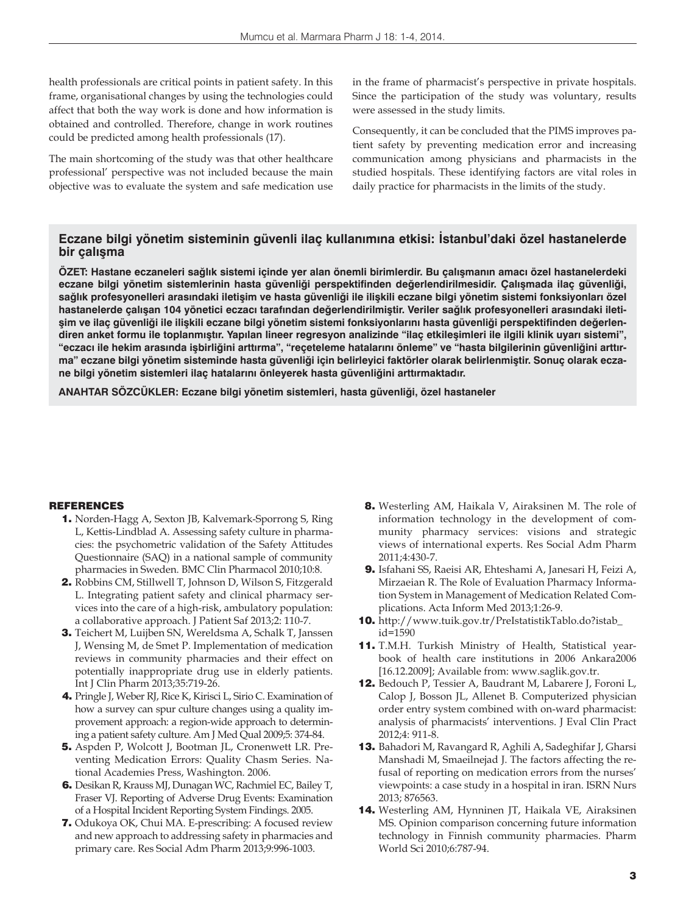health professionals are critical points in patient safety. In this frame, organisational changes by using the technologies could affect that both the way work is done and how information is obtained and controlled. Therefore, change in work routines could be predicted among health professionals (17).

The main shortcoming of the study was that other healthcare professional' perspective was not included because the main objective was to evaluate the system and safe medication use in the frame of pharmacist's perspective in private hospitals. Since the participation of the study was voluntary, results were assessed in the study limits.

Consequently, it can be concluded that the PIMS improves patient safety by preventing medication error and increasing communication among physicians and pharmacists in the studied hospitals. These identifying factors are vital roles in daily practice for pharmacists in the limits of the study.

## Eczane bilgi yönetim sisteminin güvenli ilaç kullanımına etkisi: İstanbul'daki özel hastanelerde bir çalışma

**ÖZET: Hastane eczaneleri sağlık sistemi içinde yer alan önemli birimlerdir. Bu çalışmanın amacı özel hastanelerdeki eczane bilgi yönetim sistemlerinin hasta güvenliği perspektifinden değerlendirilmesidir. Çalışmada ilaç güvenliği, sağlık profesyonelleri arasındaki iletişim ve hasta güvenliği ile ilişkili eczane bilgi yönetim sistemi fonksiyonları özel hastanelerde çalışan 104 yönetici eczacı tarafından değerlendirilmiştir. Veriler sağlık profesyonelleri arasındaki iletişim ve ilaç güvenliği ile ilişkili eczane bilgi yönetim sistemi fonksiyonlarını hasta güvenliği perspektifinden değerlendiren anket formu ile toplanmıştır. Yapılan lineer regresyon analizinde "ilaç etkileşimleri ile ilgili klinik uyarı sistemi", "eczacı ile hekim arasında işbirliğini arttırma", "reçeteleme hatalarını önleme" ve "hasta bilgilerinin güvenliğini arttırma" eczane bilgi yönetim sisteminde hasta güvenliği için belirleyici faktörler olarak belirlenmiştir. Sonuç olarak eczane bilgi yönetim sistemleri ilaç hatalarını önleyerek hasta güvenliğini arttırmaktadır.**

**ANAHTAR SÖZCÜKLER: Eczane bilgi yönetim sistemleri, hasta güvenliği, özel hastaneler**

### REFERENCES

1. Norden-Hagg A, Sexton JB, Kalvemark-Sporrong S, Ring L, Kettis-Lindblad A. Assessing safety culture in pharmacies: the psychometric validation of the Safety Attitudes Questionnaire (SAQ) in a national sample of community pharmacies in Sweden. BMC Clin Pharmacol 2010;10:8.
2. Robbins CM, Stillwell T, Johnson D, Wilson S, Fitzgerald L. Integrating patient safety and clinical pharmacy services into the care of a high-risk, ambulatory population: a collaborative approach. J Patient Saf 2013;2: 110-7.
3. Teichert M, Luijben SN, Wereldsma A, Schalk T, Janssen J, Wensing M, de Smet P. Implementation of medication reviews in community pharmacies and their effect on potentially inappropriate drug use in elderly patients. Int J Clin Pharm 2013;35:719-26.
4. Pringle J, Weber RJ, Rice K, Kirisci L, Sirio C. Examination of how a survey can spur culture changes using a quality improvement approach: a region-wide approach to determining a patient safety culture. Am J Med Qual 2009;5: 374-84.
5. Aspden P, Wolcott J, Bootman JL, Cronenwett LR. Preventing Medication Errors: Quality Chasm Series. National Academies Press, Washington. 2006.
6. Desikan R, Krauss MJ, Dunagan WC, Rachmiel EC, Bailey T, Fraser VJ. Reporting of Adverse Drug Events: Examination of a Hospital Incident Reporting System Findings. 2005.
7. Odukoya OK, Chui MA. E-prescribing: A focused review and new approach to addressing safety in pharmacies and primary care. Res Social Adm Pharm 2013;9:996-1003.
8. Westerling AM, Haikala V, Airaksinen M. The role of information technology in the development of community pharmacy services: visions and strategic views of international experts. Res Social Adm Pharm 2011;4:430-7.
9. Isfahani SS, Raeisi AR, Ehteshami A, Janesari H, Feizi A, Mirzaeian R. The Role of Evaluation Pharmacy Information System in Management of Medication Related Complications. Acta Inform Med 2013;1:26-9.
10. http://www.tuik.gov.tr/PreIstatistikTablo.do?istab_id=1590
11. T.M.H. Turkish Ministry of Health, Statistical yearbook of health care institutions in 2006 Ankara2006 [16.12.2009]; Available from: www.saglik.gov.tr.
12. Bedouch P, Tessier A, Baudrant M, Labarere J, Foroni L, Calop J, Bosson JL, Allenet B. Computerized physician order entry system combined with on-ward pharmacist: analysis of pharmacists' interventions. J Eval Clin Pract 2012;4: 911-8.
13. Bahadori M, Ravangard R, Aghili A, Sadeghifar J, Gharsi Manshadi M, Smaeilnejad J. The factors affecting the refusal of reporting on medication errors from the nurses' viewpoints: a case study in a hospital in iran. ISRN Nurs 2013; 876563.
14. Westerling AM, Hynninen JT, Haikala VE, Airaksinen MS. Opinion comparison concerning future information technology in Finnish community pharmacies. Pharm World Sci 2010;6:787-94.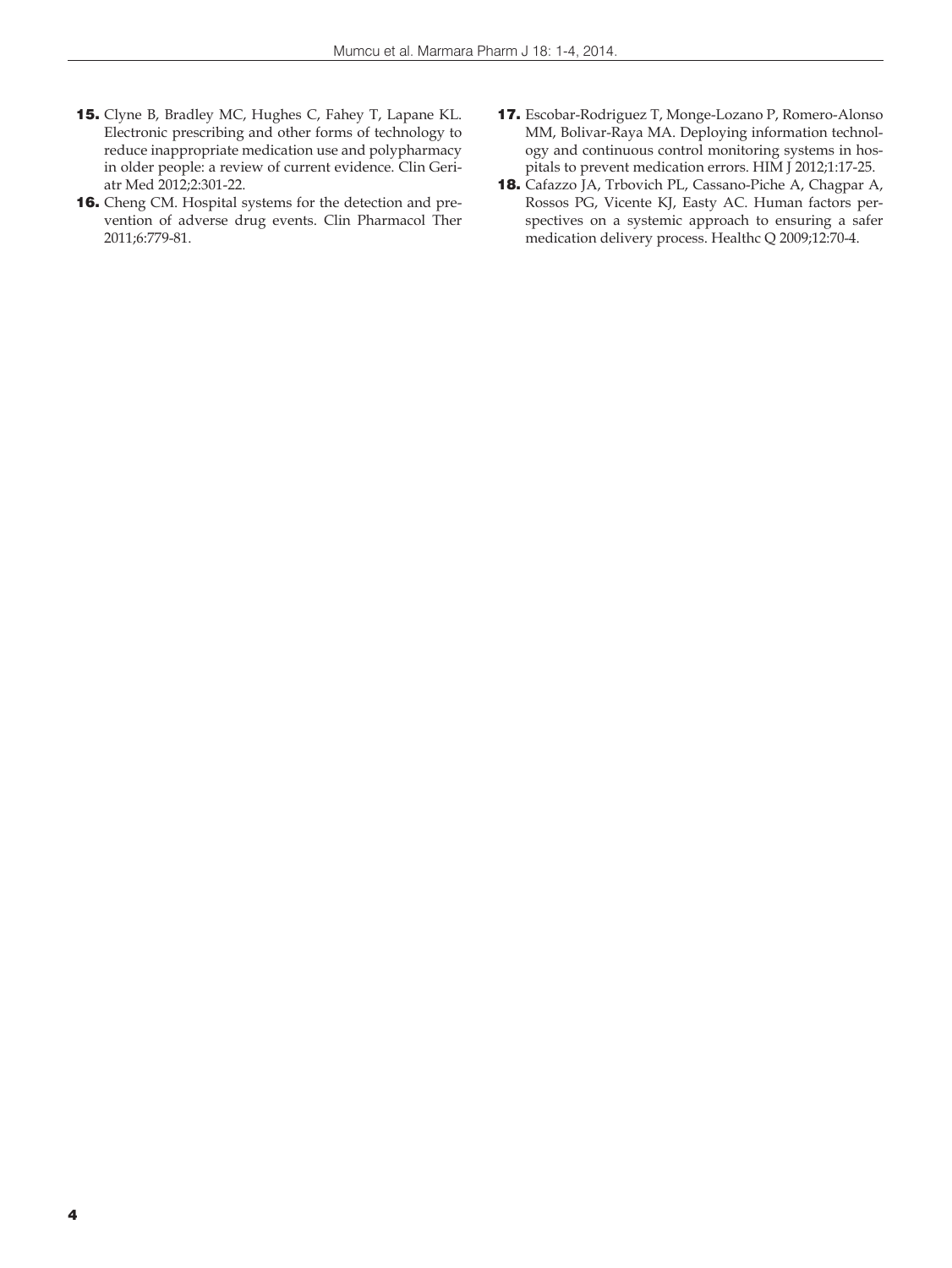15. Clyne B, Bradley MC, Hughes C, Fahey T, Lapane KL. Electronic prescribing and other forms of technology to reduce inappropriate medication use and polypharmacy in older people: a review of current evidence. Clin Geriatr Med 2012;2:301-22.
16. Cheng CM. Hospital systems for the detection and prevention of adverse drug events. Clin Pharmacol Ther 2011;6:779-81.
17. Escobar-Rodriguez T, Monge-Lozano P, Romero-Alonso MM, Bolivar-Raya MA. Deploying information technology and continuous control monitoring systems in hospitals to prevent medication errors. HIM J 2012;1:17-25.
18. Cafazzo JA, Trbovich PL, Cassano-Piche A, Chagpar A, Rossos PG, Vicente KJ, Easty AC. Human factors perspectives on a systemic approach to ensuring a safer medication delivery process. Healthc Q 2009;12:70-4.